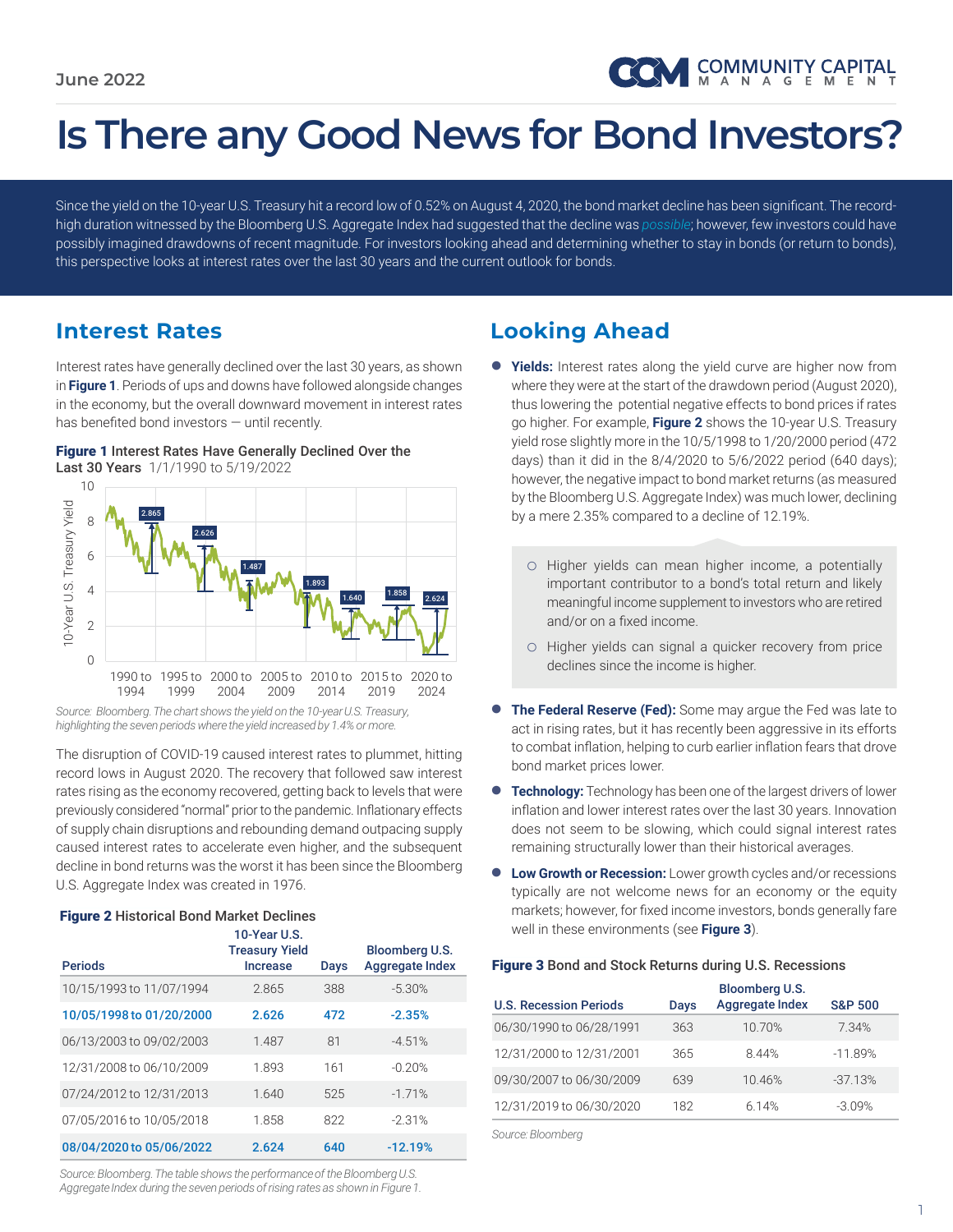June 2022

# Is There any Good News for Bond Investors?

Since the yield on the 10-year U.S. Treasury hit a record low of 0.52% on August 4, 2020, the bond market decline has been significant. The record-high duration witnessed by the Bloomberg U.S. Aggregate Index had suggested that the decline was *possible*; however, few investors could have possibly imagined drawdowns of recent magnitude. For investors looking ahead and determining whether to stay in bonds (or return to bonds), this perspective looks at interest rates over the last 30 years and the current outlook for bonds.

## Interest Rates

Interest rates have generally declined over the last 30 years, as shown in **Figure 1**. Periods of ups and downs have followed alongside changes in the economy, but the overall downward movement in interest rates has benefited bond investors — until recently.

**Figure 1** Interest Rates Have Generally Declined Over the Last 30 Years 1/1/1990 to 5/19/2022

10-Year U.S. Treasury Yield

10
8
6
4
2
0

2.865
2.626
1.487
1.893
1.640
1.858
2.624

1990 to 1994
1995 to 1999
2000 to 2004
2005 to 2009
2010 to 2014
2015 to 2019
2020 to 2024

*Source: Bloomberg. The chart shows the yield on the 10-year U.S. Treasury, highlighting the seven periods where the yield increased by 1.4% or more.*

The disruption of COVID-19 caused interest rates to plummet, hitting record lows in August 2020. The recovery that followed saw interest rates rising as the economy recovered, getting back to levels that were previously considered "normal" prior to the pandemic. Inflationary effects of supply chain disruptions and rebounding demand outpacing supply caused interest rates to accelerate even higher, and the subsequent decline in bond returns was the worst it has been since the Bloomberg U.S. Aggregate Index was created in 1976.

**Figure 2** Historical Bond Market Declines

| Periods | 10-Year U.S. Treasury Yield Increase | Days | Bloomberg U.S. Aggregate Index |
|---|---|---|---|
| 10/15/1993 to 11/07/1994 | 2.865 | 388 | -5.30% |
| **10/05/1998 to 01/20/2000** | **2.626** | **472** | **-2.35%** |
| 06/13/2003 to 09/02/2003 | 1.487 | 81 | -4.51% |
| 12/31/2008 to 06/10/2009 | 1.893 | 161 | -0.20% |
| 07/24/2012 to 12/31/2013 | 1.640 | 525 | -1.71% |
| 07/05/2016 to 10/05/2018 | 1.858 | 822 | -2.31% |
| **08/04/2020 to 05/06/2022** | **2.624** | **640** | **-12.19%** |

*Source: Bloomberg. The table shows the performance of the Bloomberg U.S. Aggregate Index during the seven periods of rising rates as shown in Figure 1.*

## Looking Ahead

- **Yields:** Interest rates along the yield curve are higher now from where they were at the start of the drawdown period (August 2020), thus lowering the potential negative effects to bond prices if rates go higher. For example, **Figure 2** shows the 10-year U.S. Treasury yield rose slightly more in the 10/5/1998 to 1/20/2000 period (472 days) than it did in the 8/4/2020 to 5/6/2022 period (640 days); however, the negative impact to bond market returns (as measured by the Bloomberg U.S. Aggregate Index) was much lower, declining by a mere 2.35% compared to a decline of 12.19%.
  - Higher yields can mean higher income, a potentially important contributor to a bond's total return and likely meaningful income supplement to investors who are retired and/or on a fixed income.
  - Higher yields can signal a quicker recovery from price declines since the income is higher.
- **The Federal Reserve (Fed):** Some may argue the Fed was late to act in rising rates, but it has recently been aggressive in its efforts to combat inflation, helping to curb earlier inflation fears that drove bond market prices lower.
- **Technology:** Technology has been one of the largest drivers of lower inflation and lower interest rates over the last 30 years. Innovation does not seem to be slowing, which could signal interest rates remaining structurally lower than their historical averages.
- **Low Growth or Recession:** Lower growth cycles and/or recessions typically are not welcome news for an economy or the equity markets; however, for fixed income investors, bonds generally fare well in these environments (see **Figure 3**).

**Figure 3** Bond and Stock Returns during U.S. Recessions

| U.S. Recession Periods | Days | Bloomberg U.S. Aggregate Index | S&P 500 |
|---|---|---|---|
| 06/30/1990 to 06/28/1991 | 363 | 10.70% | 7.34% |
| 12/31/2000 to 12/31/2001 | 365 | 8.44% | -11.89% |
| 09/30/2007 to 06/30/2009 | 639 | 10.46% | -37.13% |
| 12/31/2019 to 06/30/2020 | 182 | 6.14% | -3.09% |

*Source: Bloomberg*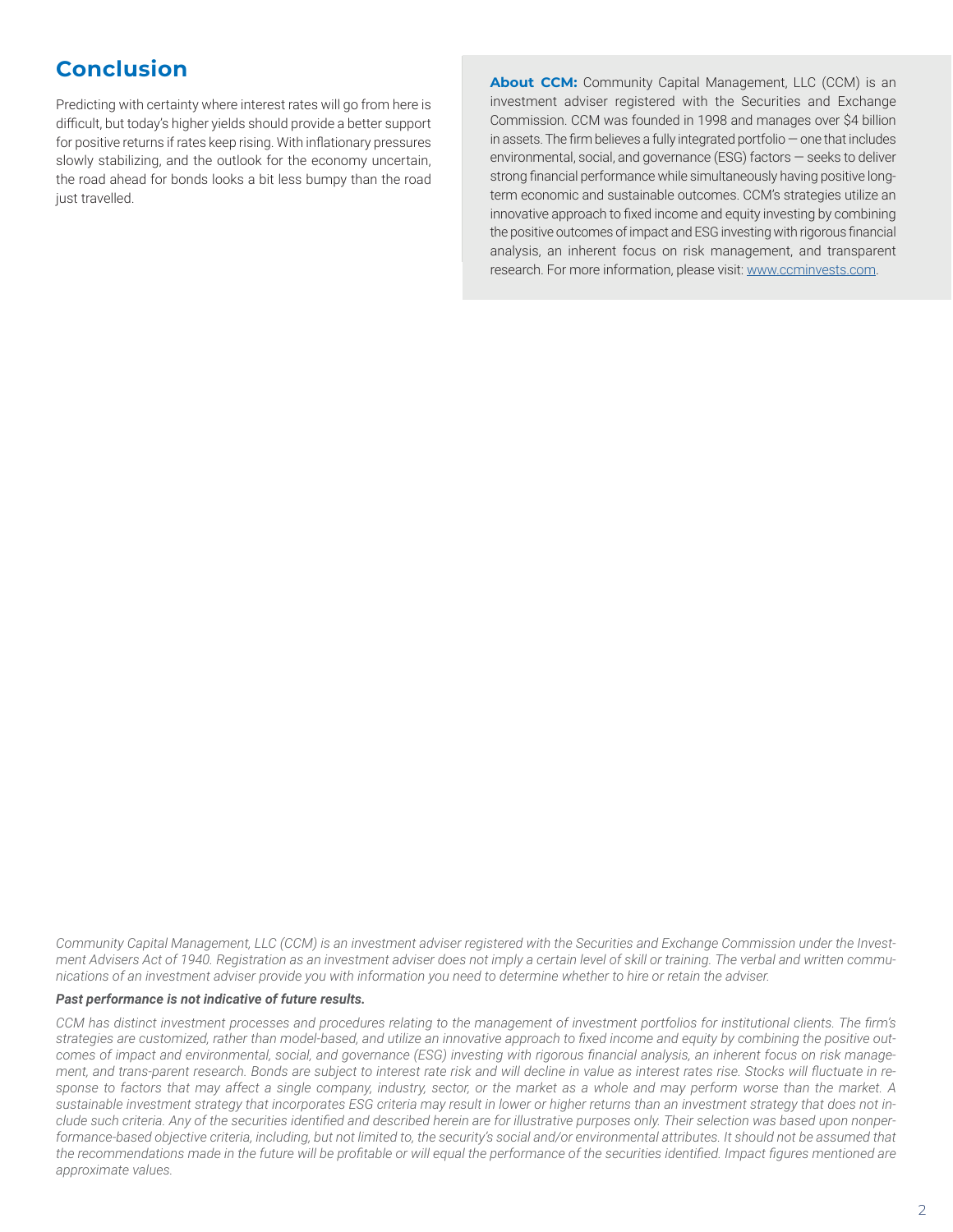## Conclusion

Predicting with certainty where interest rates will go from here is difficult, but today's higher yields should provide a better support for positive returns if rates keep rising. With inflationary pressures slowly stabilizing, and the outlook for the economy uncertain, the road ahead for bonds looks a bit less bumpy than the road just travelled.

**About CCM:** Community Capital Management, LLC (CCM) is an investment adviser registered with the Securities and Exchange Commission. CCM was founded in 1998 and manages over $4 billion in assets. The firm believes a fully integrated portfolio — one that includes environmental, social, and governance (ESG) factors — seeks to deliver strong financial performance while simultaneously having positive long-term economic and sustainable outcomes. CCM's strategies utilize an innovative approach to fixed income and equity investing by combining the positive outcomes of impact and ESG investing with rigorous financial analysis, an inherent focus on risk management, and transparent research. For more information, please visit: www.ccminvests.com.

*Community Capital Management, LLC (CCM) is an investment adviser registered with the Securities and Exchange Commission under the Investment Advisers Act of 1940. Registration as an investment adviser does not imply a certain level of skill or training. The verbal and written communications of an investment adviser provide you with information you need to determine whether to hire or retain the adviser.*

***Past performance is not indicative of future results.***

*CCM has distinct investment processes and procedures relating to the management of investment portfolios for institutional clients. The firm's strategies are customized, rather than model-based, and utilize an innovative approach to fixed income and equity by combining the positive outcomes of impact and environmental, social, and governance (ESG) investing with rigorous financial analysis, an inherent focus on risk management, and trans-parent research. Bonds are subject to interest rate risk and will decline in value as interest rates rise. Stocks will fluctuate in response to factors that may affect a single company, industry, sector, or the market as a whole and may perform worse than the market. A sustainable investment strategy that incorporates ESG criteria may result in lower or higher returns than an investment strategy that does not include such criteria. Any of the securities identified and described herein are for illustrative purposes only. Their selection was based upon nonperformance-based objective criteria, including, but not limited to, the security's social and/or environmental attributes. It should not be assumed that the recommendations made in the future will be profitable or will equal the performance of the securities identified. Impact figures mentioned are approximate values.*